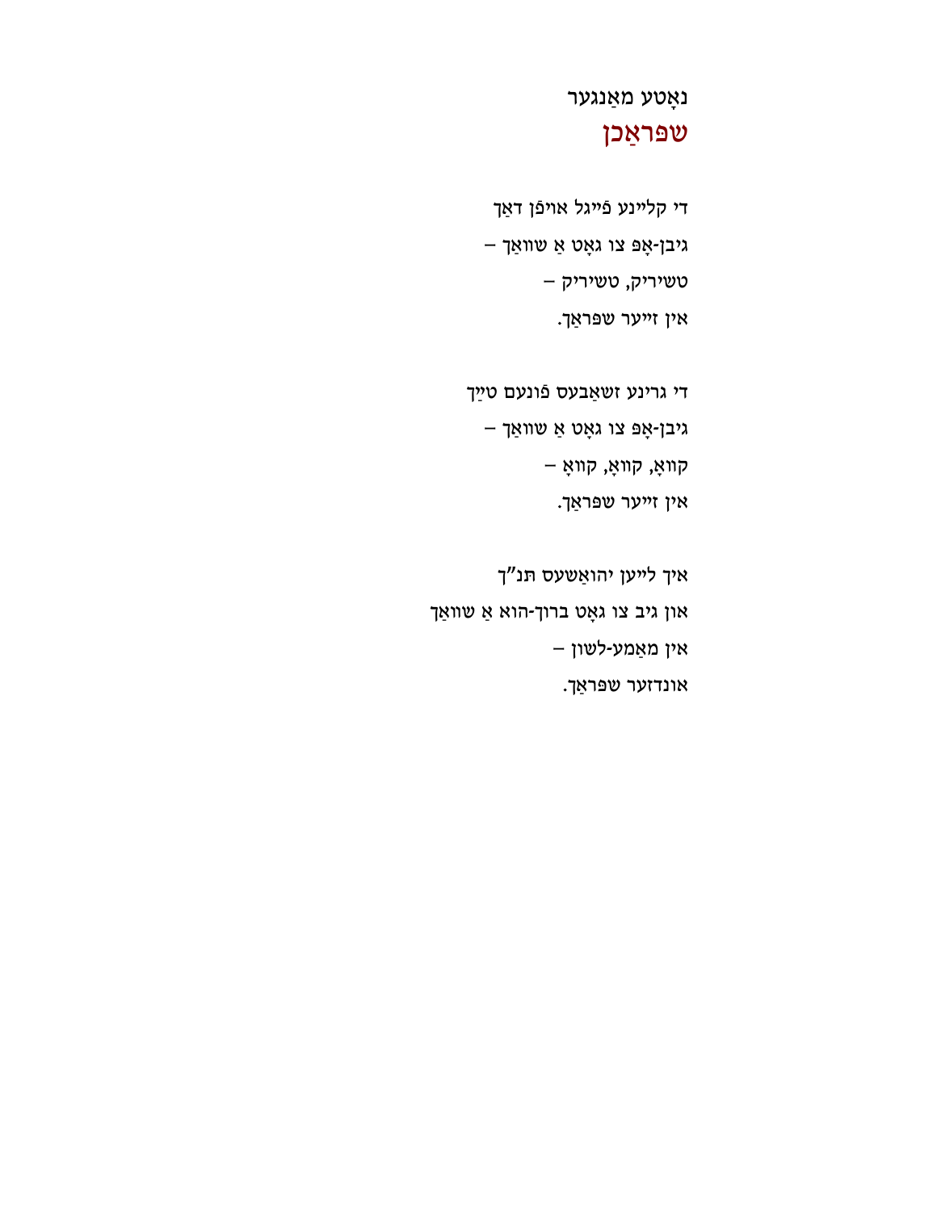נאָטע מאַנגער

# שפּראַכן

די קליינע פֿייגל אויפֿן דאַך
גיבן־אָפּ צו גאָט אַ שוואַך –
טשיריק, טשיריק –
אין זייער שפּראַך.

די גרינע זשאַבעס פֿונעם טײַך
גיבן־אָפּ צו גאָט אַ שוואַך –
קוואָ, קוואָ, קוואָ –
אין זייער שפּראַך.

איך לייען יהואַשעס תּנ״ך
און גיב צו גאָט ברוך־הוא אַ שוואַך
אין מאַמע־לשון –
אונדזער שפּראַך.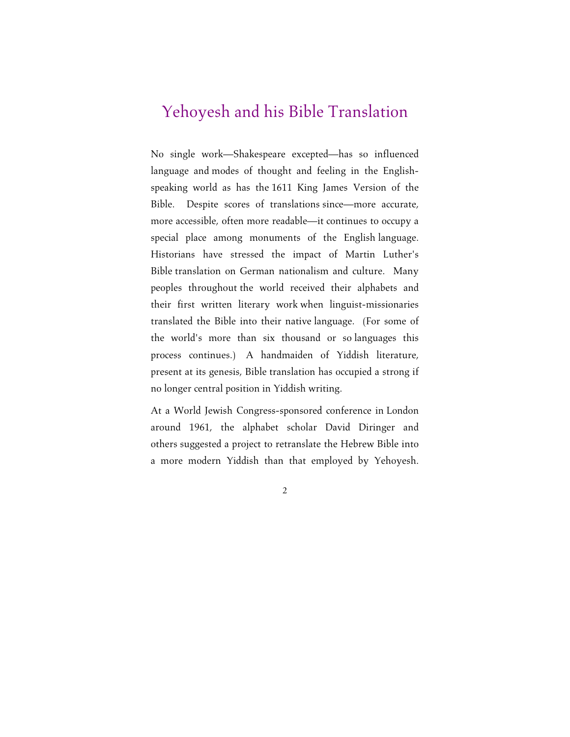# Yehoyesh and his Bible Translation

No single work—Shakespeare excepted—has so influenced language and modes of thought and feeling in the English-speaking world as has the 1611 King James Version of the Bible. Despite scores of translations since—more accurate, more accessible, often more readable—it continues to occupy a special place among monuments of the English language. Historians have stressed the impact of Martin Luther's Bible translation on German nationalism and culture. Many peoples throughout the world received their alphabets and their first written literary work when linguist-missionaries translated the Bible into their native language. (For some of the world's more than six thousand or so languages this process continues.) A handmaiden of Yiddish literature, present at its genesis, Bible translation has occupied a strong if no longer central position in Yiddish writing.

At a World Jewish Congress-sponsored conference in London around 1961, the alphabet scholar David Diringer and others suggested a project to retranslate the Hebrew Bible into a more modern Yiddish than that employed by Yehoyesh.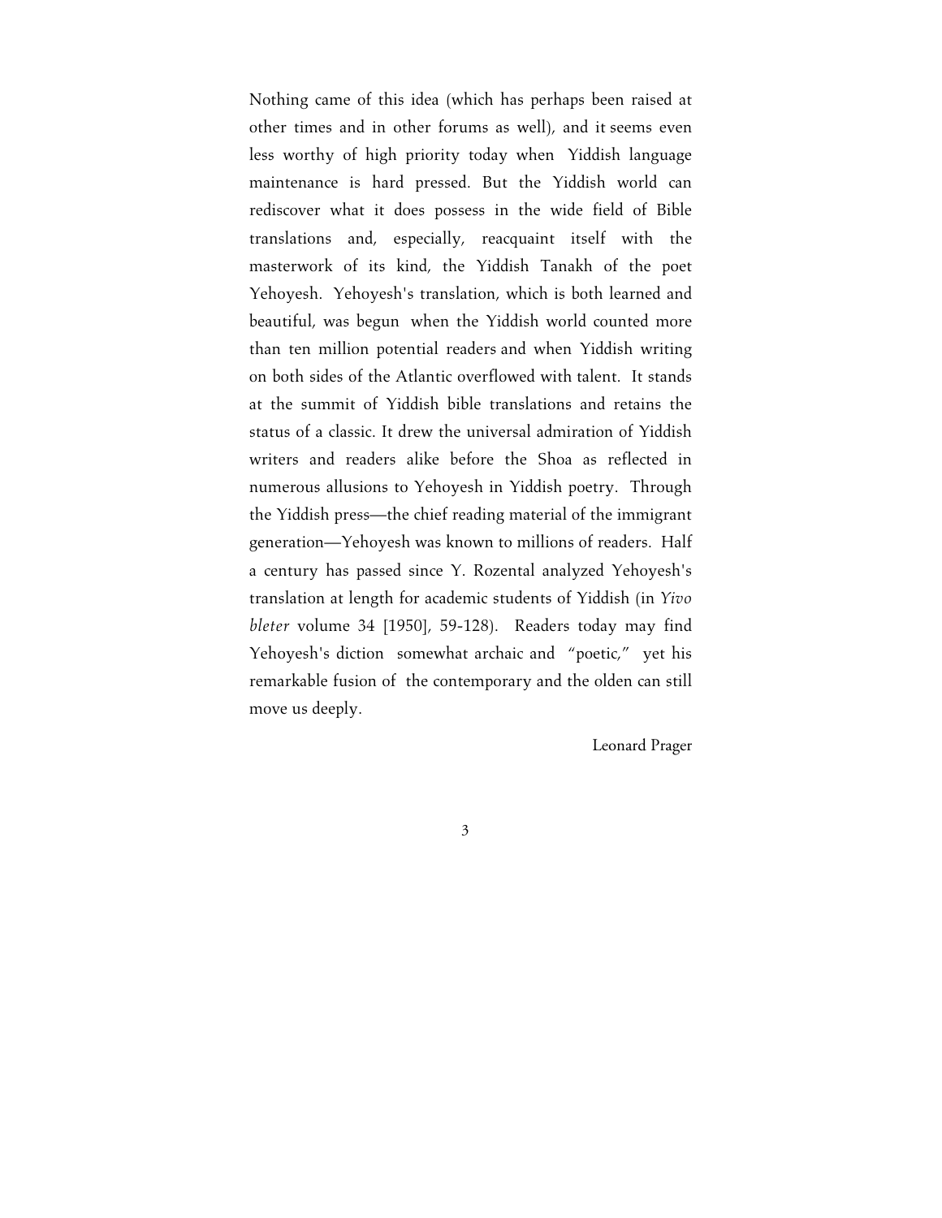Nothing came of this idea (which has perhaps been raised at other times and in other forums as well), and it seems even less worthy of high priority today when Yiddish language maintenance is hard pressed. But the Yiddish world can rediscover what it does possess in the wide field of Bible translations and, especially, reacquaint itself with the masterwork of its kind, the Yiddish Tanakh of the poet Yehoyesh. Yehoyesh's translation, which is both learned and beautiful, was begun when the Yiddish world counted more than ten million potential readers and when Yiddish writing on both sides of the Atlantic overflowed with talent. It stands at the summit of Yiddish bible translations and retains the status of a classic. It drew the universal admiration of Yiddish writers and readers alike before the Shoa as reflected in numerous allusions to Yehoyesh in Yiddish poetry. Through the Yiddish press—the chief reading material of the immigrant generation—Yehoyesh was known to millions of readers. Half a century has passed since Y. Rozental analyzed Yehoyesh's translation at length for academic students of Yiddish (in *Yivo bleter* volume 34 [1950], 59-128). Readers today may find Yehoyesh's diction somewhat archaic and "poetic," yet his remarkable fusion of the contemporary and the olden can still move us deeply.

Leonard Prager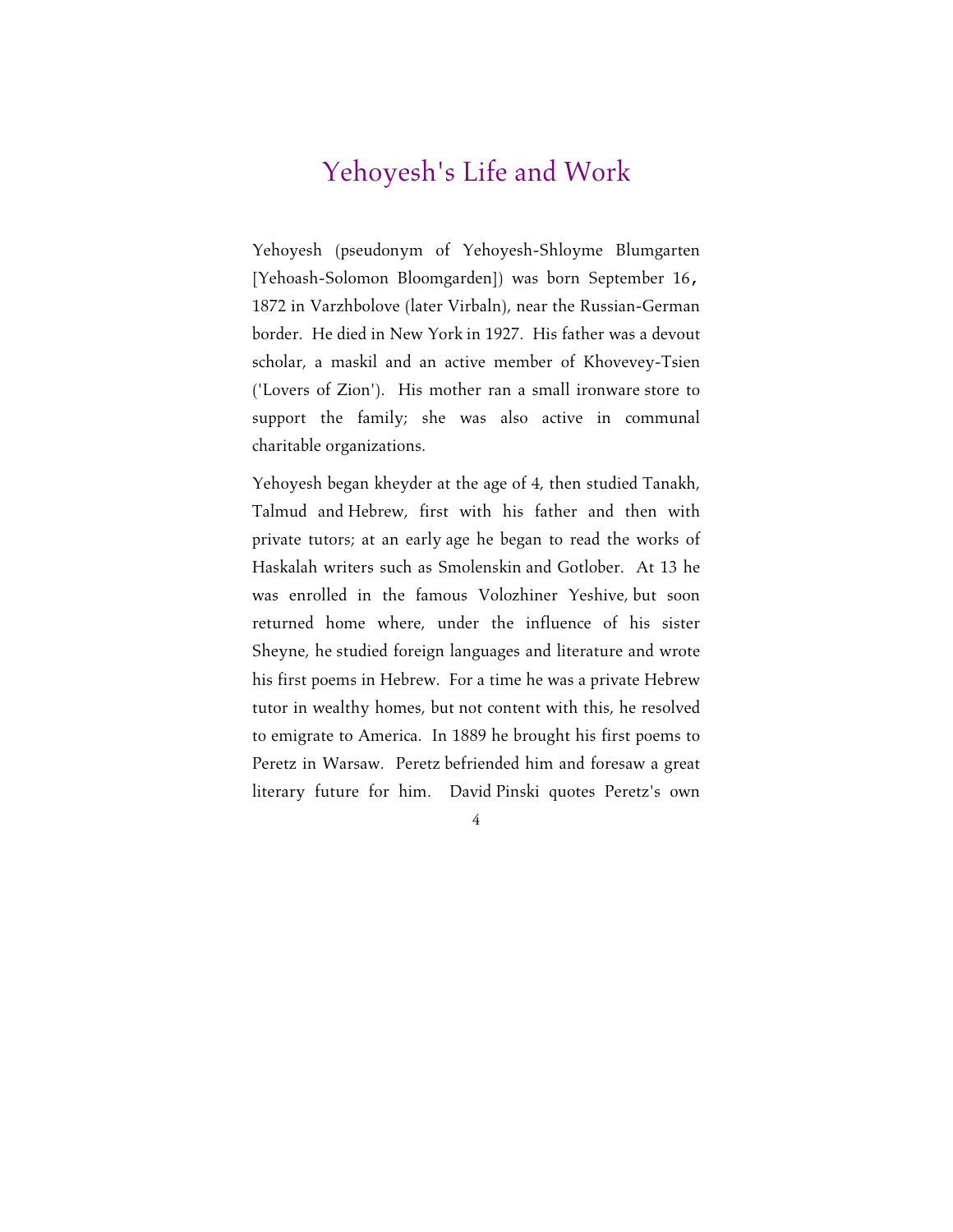# Yehoyesh's Life and Work

Yehoyesh (pseudonym of Yehoyesh-Shloyme Blumgarten [Yehoash-Solomon Bloomgarden]) was born September 16, 1872 in Varzhbolove (later Virbaln), near the Russian-German border. He died in New York in 1927. His father was a devout scholar, a maskil and an active member of Khovevey-Tsien ('Lovers of Zion'). His mother ran a small ironware store to support the family; she was also active in communal charitable organizations.

Yehoyesh began kheyder at the age of 4, then studied Tanakh, Talmud and Hebrew, first with his father and then with private tutors; at an early age he began to read the works of Haskalah writers such as Smolenskin and Gotlober. At 13 he was enrolled in the famous Volozhiner Yeshive, but soon returned home where, under the influence of his sister Sheyne, he studied foreign languages and literature and wrote his first poems in Hebrew. For a time he was a private Hebrew tutor in wealthy homes, but not content with this, he resolved to emigrate to America. In 1889 he brought his first poems to Peretz in Warsaw. Peretz befriended him and foresaw a great literary future for him. David Pinski quotes Peretz's own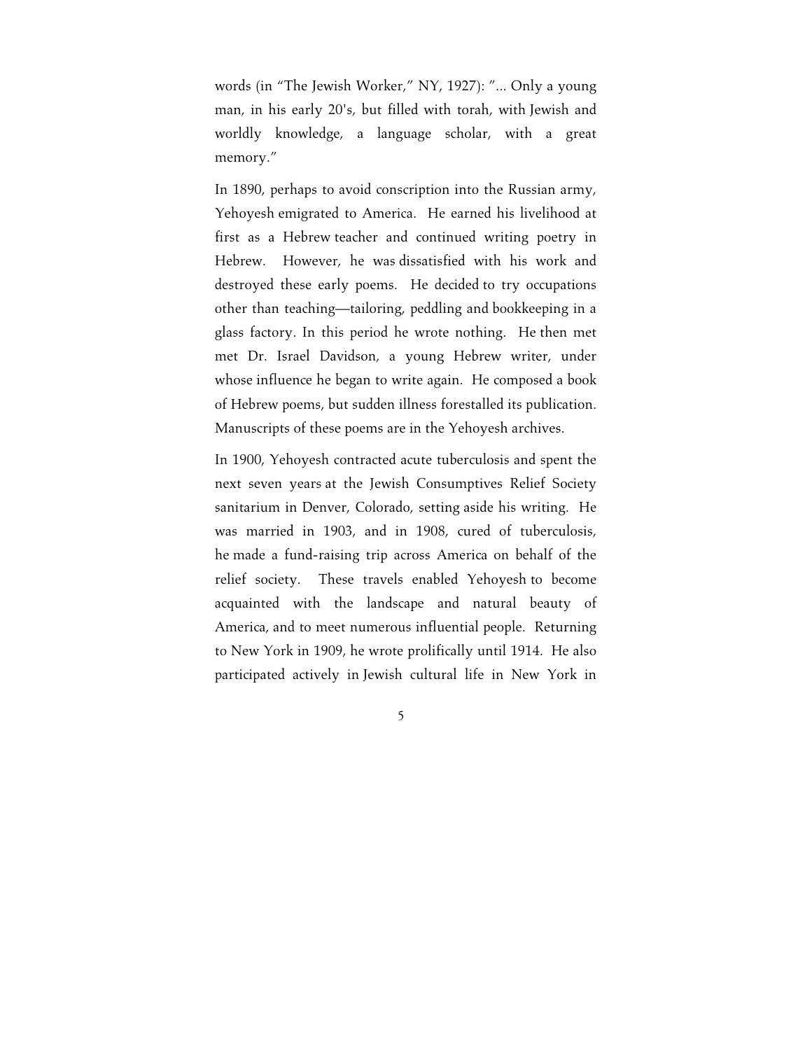words (in "The Jewish Worker," NY, 1927): "... Only a young man, in his early 20's, but filled with torah, with Jewish and worldly knowledge, a language scholar, with a great memory."

In 1890, perhaps to avoid conscription into the Russian army, Yehoyesh emigrated to America. He earned his livelihood at first as a Hebrew teacher and continued writing poetry in Hebrew. However, he was dissatisfied with his work and destroyed these early poems. He decided to try occupations other than teaching—tailoring, peddling and bookkeeping in a glass factory. In this period he wrote nothing. He then met met Dr. Israel Davidson, a young Hebrew writer, under whose influence he began to write again. He composed a book of Hebrew poems, but sudden illness forestalled its publication. Manuscripts of these poems are in the Yehoyesh archives.

In 1900, Yehoyesh contracted acute tuberculosis and spent the next seven years at the Jewish Consumptives Relief Society sanitarium in Denver, Colorado, setting aside his writing. He was married in 1903, and in 1908, cured of tuberculosis, he made a fund-raising trip across America on behalf of the relief society. These travels enabled Yehoyesh to become acquainted with the landscape and natural beauty of America, and to meet numerous influential people. Returning to New York in 1909, he wrote prolifically until 1914. He also participated actively in Jewish cultural life in New York in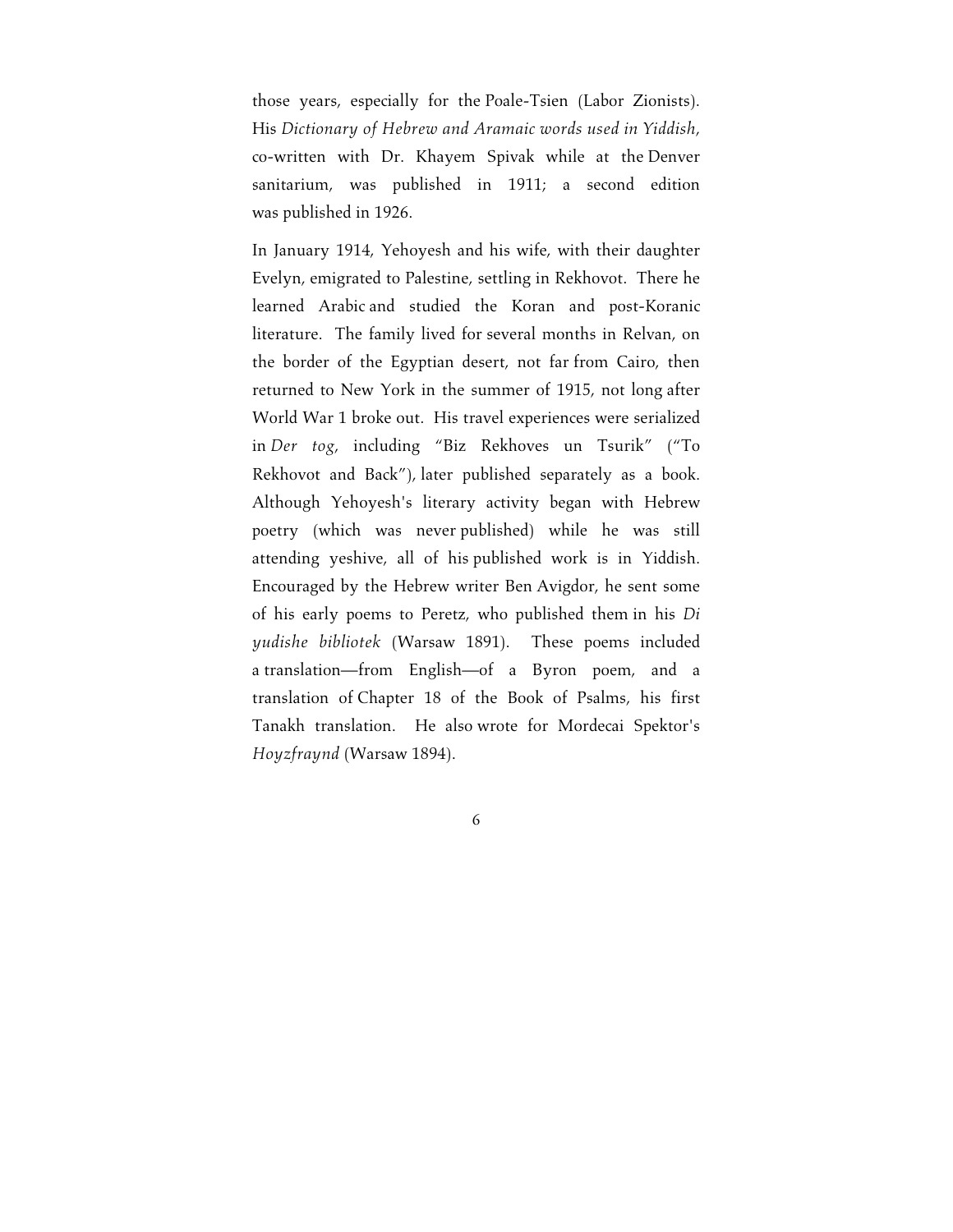those years, especially for the Poale-Tsien (Labor Zionists). His *Dictionary of Hebrew and Aramaic words used in Yiddish*, co-written with Dr. Khayem Spivak while at the Denver sanitarium, was published in 1911; a second edition was published in 1926.

In January 1914, Yehoyesh and his wife, with their daughter Evelyn, emigrated to Palestine, settling in Rekhovot. There he learned Arabic and studied the Koran and post-Koranic literature. The family lived for several months in Relvan, on the border of the Egyptian desert, not far from Cairo, then returned to New York in the summer of 1915, not long after World War 1 broke out. His travel experiences were serialized in *Der tog*, including "Biz Rekhoves un Tsurik" ("To Rekhovot and Back"), later published separately as a book. Although Yehoyesh's literary activity began with Hebrew poetry (which was never published) while he was still attending yeshive, all of his published work is in Yiddish. Encouraged by the Hebrew writer Ben Avigdor, he sent some of his early poems to Peretz, who published them in his *Di yudishe bibliotek* (Warsaw 1891). These poems included a translation—from English—of a Byron poem, and a translation of Chapter 18 of the Book of Psalms, his first Tanakh translation. He also wrote for Mordecai Spektor's *Hoyzfraynd* (Warsaw 1894).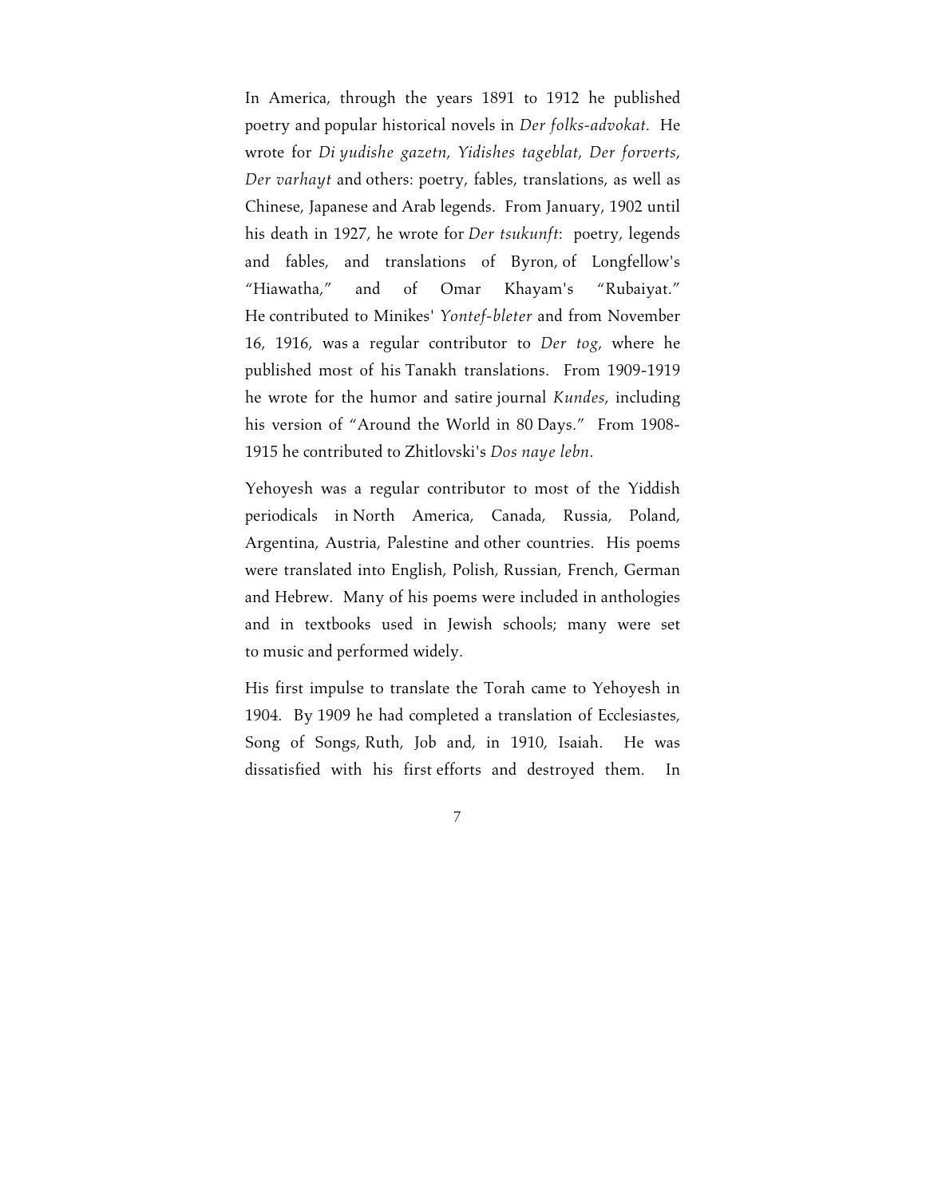In America, through the years 1891 to 1912 he published poetry and popular historical novels in *Der folks-advokat*. He wrote for *Di yudishe gazetn*, *Yidishes tageblat*, *Der forverts*, *Der varhayt* and others: poetry, fables, translations, as well as Chinese, Japanese and Arab legends. From January, 1902 until his death in 1927, he wrote for *Der tsukunft*: poetry, legends and fables, and translations of Byron, of Longfellow's "Hiawatha," and of Omar Khayam's "Rubaiyat." He contributed to Minikes' *Yontef-bleter* and from November 16, 1916, was a regular contributor to *Der tog*, where he published most of his Tanakh translations. From 1909-1919 he wrote for the humor and satire journal *Kundes*, including his version of "Around the World in 80 Days." From 1908-1915 he contributed to Zhitlovski's *Dos naye lebn*.

Yehoyesh was a regular contributor to most of the Yiddish periodicals in North America, Canada, Russia, Poland, Argentina, Austria, Palestine and other countries. His poems were translated into English, Polish, Russian, French, German and Hebrew. Many of his poems were included in anthologies and in textbooks used in Jewish schools; many were set to music and performed widely.

His first impulse to translate the Torah came to Yehoyesh in 1904. By 1909 he had completed a translation of Ecclesiastes, Song of Songs, Ruth, Job and, in 1910, Isaiah. He was dissatisfied with his first efforts and destroyed them. In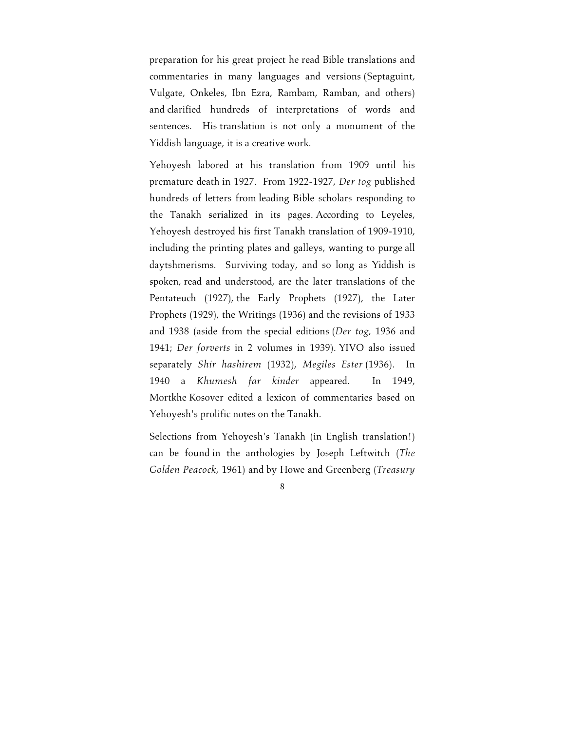preparation for his great project he read Bible translations and commentaries in many languages and versions (Septaguint, Vulgate, Onkeles, Ibn Ezra, Rambam, Ramban, and others) and clarified hundreds of interpretations of words and sentences. His translation is not only a monument of the Yiddish language, it is a creative work.

Yehoyesh labored at his translation from 1909 until his premature death in 1927. From 1922-1927, *Der tog* published hundreds of letters from leading Bible scholars responding to the Tanakh serialized in its pages. According to Leyeles, Yehoyesh destroyed his first Tanakh translation of 1909-1910, including the printing plates and galleys, wanting to purge all daytshmerisms. Surviving today, and so long as Yiddish is spoken, read and understood, are the later translations of the Pentateuch (1927), the Early Prophets (1927), the Later Prophets (1929), the Writings (1936) and the revisions of 1933 and 1938 (aside from the special editions (*Der tog*, 1936 and 1941; *Der forverts* in 2 volumes in 1939). YIVO also issued separately *Shir hashirem* (1932), *Megiles Ester* (1936). In 1940 a *Khumesh far kinder* appeared. In 1949, Mortkhe Kosover edited a lexicon of commentaries based on Yehoyesh's prolific notes on the Tanakh.

Selections from Yehoyesh's Tanakh (in English translation!) can be found in the anthologies by Joseph Leftwitch (*The Golden Peacock*, 1961) and by Howe and Greenberg (*Treasury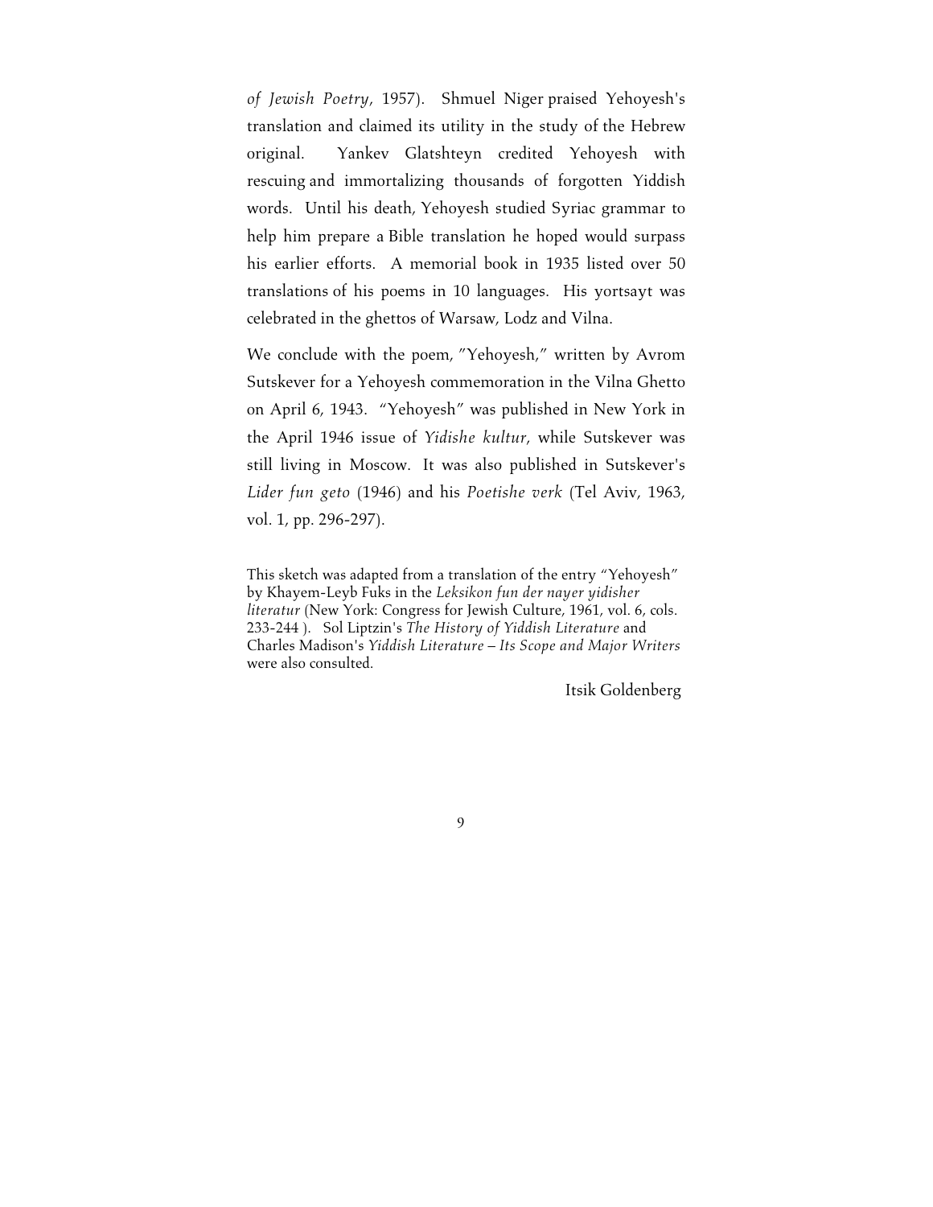*of Jewish Poetry*, 1957). Shmuel Niger praised Yehoyesh's translation and claimed its utility in the study of the Hebrew original. Yankev Glatshteyn credited Yehoyesh with rescuing and immortalizing thousands of forgotten Yiddish words. Until his death, Yehoyesh studied Syriac grammar to help him prepare a Bible translation he hoped would surpass his earlier efforts. A memorial book in 1935 listed over 50 translations of his poems in 10 languages. His yortsayt was celebrated in the ghettos of Warsaw, Lodz and Vilna.

We conclude with the poem, "Yehoyesh," written by Avrom Sutskever for a Yehoyesh commemoration in the Vilna Ghetto on April 6, 1943. "Yehoyesh" was published in New York in the April 1946 issue of *Yidishe kultur*, while Sutskever was still living in Moscow. It was also published in Sutskever's *Lider fun geto* (1946) and his *Poetishe verk* (Tel Aviv, 1963, vol. 1, pp. 296-297).

This sketch was adapted from a translation of the entry "Yehoyesh" by Khayem-Leyb Fuks in the *Leksikon fun der nayer yidisher literatur* (New York: Congress for Jewish Culture, 1961, vol. 6, cols. 233-244 ). Sol Liptzin's *The History of Yiddish Literature* and Charles Madison's *Yiddish Literature – Its Scope and Major Writers* were also consulted.

Itsik Goldenberg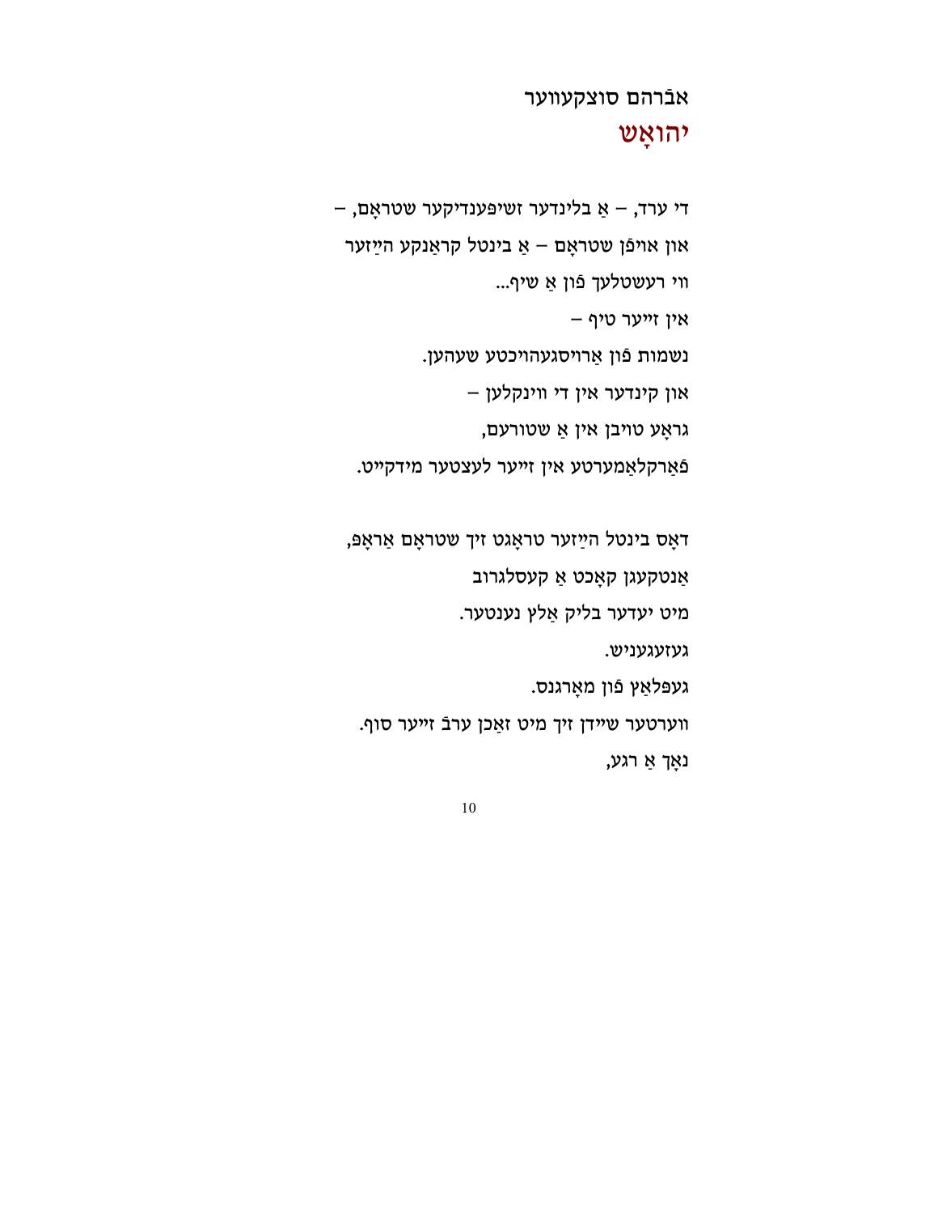אבֿרהם סוצקעווער

# יהואָש

די ערד, – אַ בלינדער זשיפּענדיקער שטראָם, –
און אויפֿן שטראָם – אַ בינטל קראַנקע הײַזער
ווי רעשטלעך פֿון אַ שיף...
אין זייער טיף –
נשמות פֿון אַרויסגעהויכטע שעהען.
און קינדער אין די ווינקלען –
גראָע טויבן אין אַ שטורעם,
פֿאַרקלאַמערטע אין זייער לעצטער מידקייט.

דאָס בינטל הײַזער טראָגט זיך שטראָם אַראָפּ,
אַנטקעגן קאָכט אַ קעסלגרוב
מיט יעדער בליק אַלץ נענטער.
געזעגעניש.
געפּלאַץ פֿון מאָרגנס.
ווערטער שיידן זיך מיט זאַכן ערבֿ זייער סוף.
נאָך אַ רגע,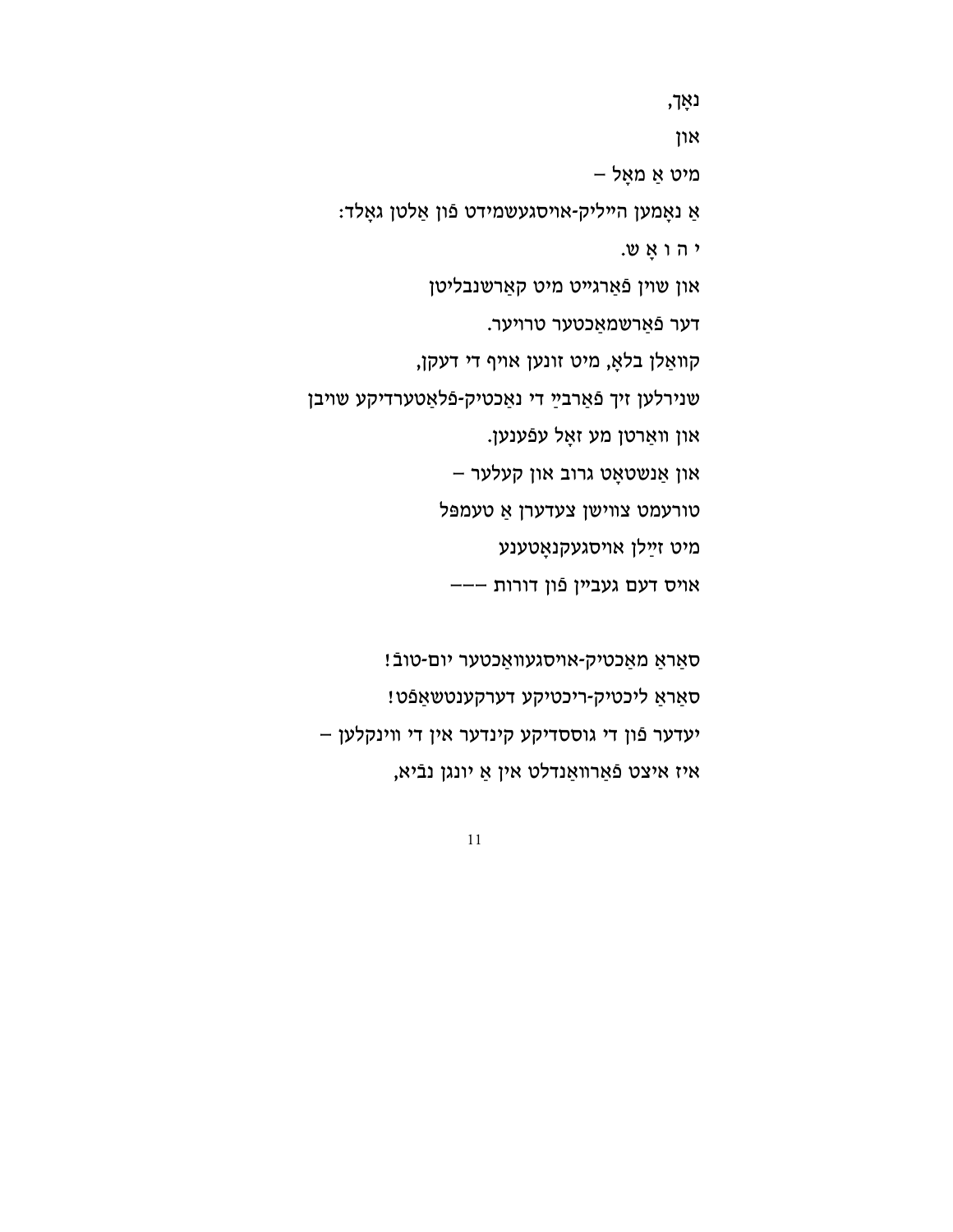נאָך,

און

מיט אַ מאָל –

אַ נאָמען הייליק-אויסגעשמידט פֿון אַלטן גאָלד:

י ה ו אָ ש.

און שוין פֿאַרגייט מיט קאַרשנבליטן

דער פֿאַרשמאַכטער טרויער.

קוואַלן בלאָ, מיט זונען אויף די דעקן,

שנירלען זיך פֿאַרבײַ די נאַכטיק-פֿלאַטערדיקע שויבן

און וואַרטן מע זאָל עפֿענען.

און אַנשטאָט גרוב און קעלער –

טורעמט צווישן צעדערן אַ טעמפּל

מיט זײַלן אויסגעקנאָטענע

אויס דעם געביין פֿון דורות –––

סאַראַ מאַכטיק-אויסגעוואַכטער יום-טובֿ!

סאַראַ ליכטיק-ריכטיקע דערקענטשאַפֿט!

יעדער פֿון די גוססדיקע קינדער אין די ווינקלען –

איז איצט פֿאַרוואַנדלט אין אַ יונגן נבֿיא,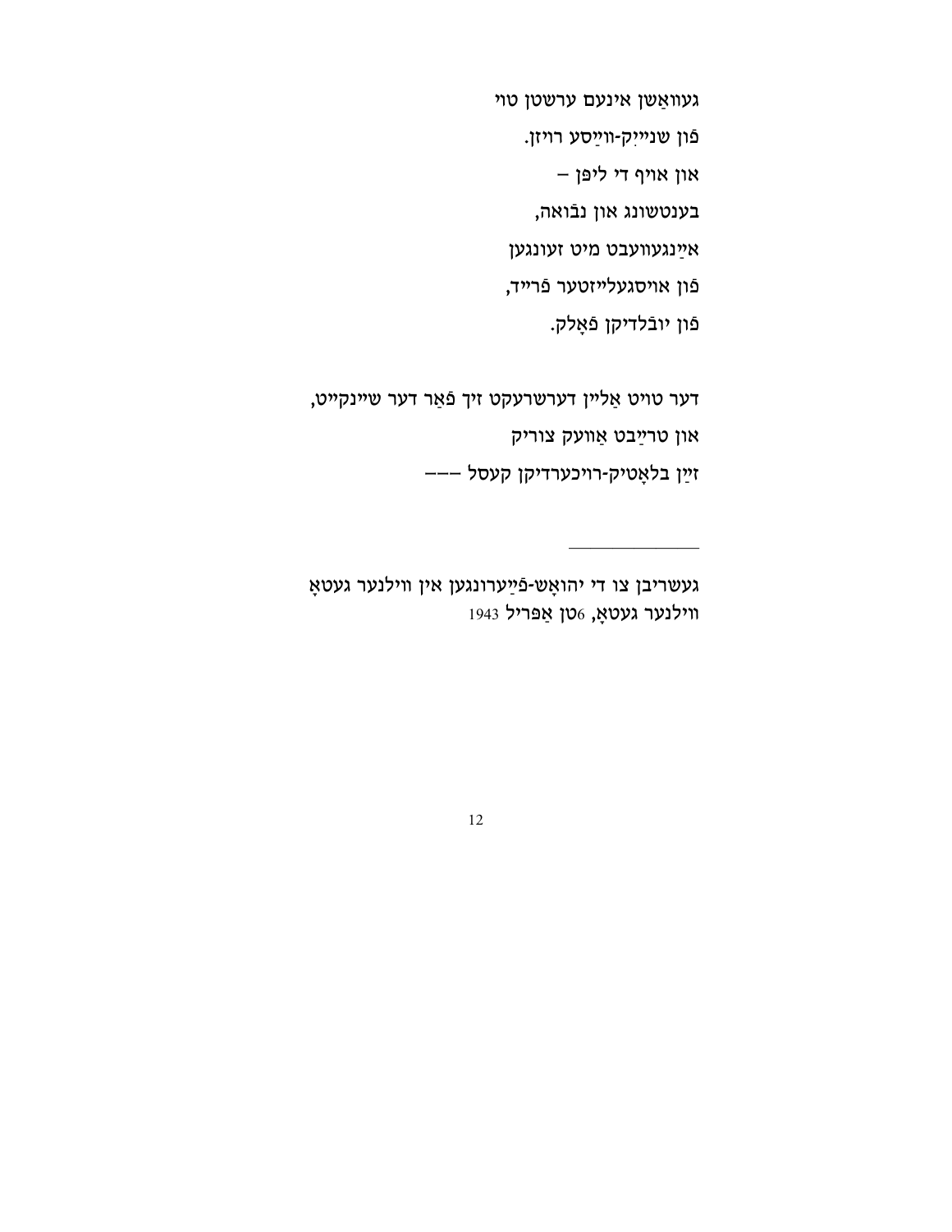געוואַשן אינעם ערשטן טוי
פֿון שנייִק-ווײַסע רויזן.
און אויף די ליפּן –
בענטשונג און נבֿואה,
אײַנגעוועבט מיט זעונגען
פֿון אויסגעלייזטער פֿרייד,
פֿון יובֿלדיקן פֿאָלק.

דער טויט אַליין דערשרעקט זיך פֿאַר דער שיינקייט,
און טרײַבט אַוועק צוריק
זײַן בלאָטיק-רויכערדיקן קעסל –––

---

געשריבן צו די יהואָש-פֿײַערונגען אין ווילנער געטאָ
ווילנער געטאָ, 6טן אַפּריל 1943